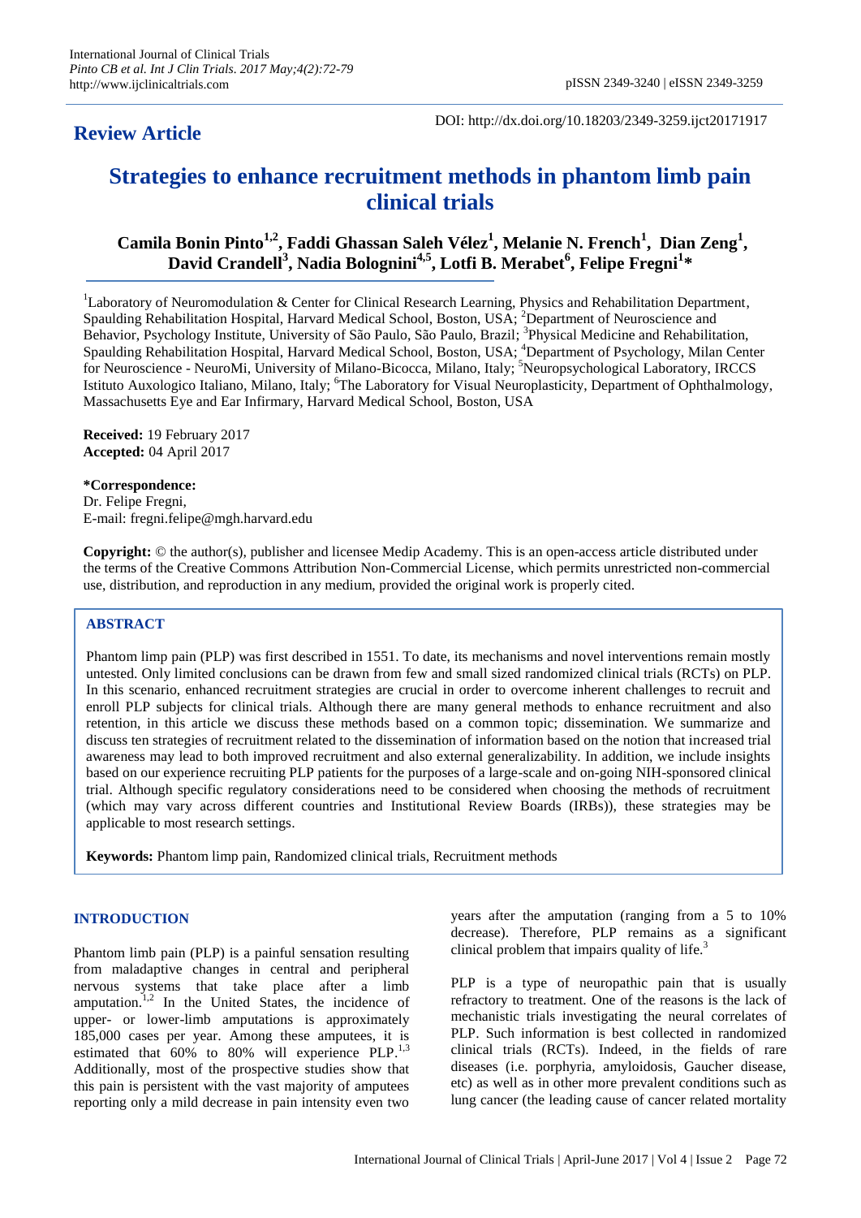**Review Article**

DOI: http://dx.doi.org/10.18203/2349-3259.ijct20171917

# Strategies to enhance recruitment methods in phantom limb pain clinical trials

**Camila Bonin Pinto[1,2], Faddi Ghassan Saleh Vélez[1], Melanie N. French[1], Dian Zeng[1], David Crandell[3], Nadia Bolognini[4,5], Lotfi B. Merabet[6], Felipe Fregni[1]***

[1]Laboratory of Neuromodulation & Center for Clinical Research Learning, Physics and Rehabilitation Department, Spaulding Rehabilitation Hospital, Harvard Medical School, Boston, USA; [2]Department of Neuroscience and Behavior, Psychology Institute, University of São Paulo, São Paulo, Brazil; [3]Physical Medicine and Rehabilitation, Spaulding Rehabilitation Hospital, Harvard Medical School, Boston, USA; [4]Department of Psychology, Milan Center for Neuroscience - NeuroMi, University of Milano-Bicocca, Milano, Italy; [5]Neuropsychological Laboratory, IRCCS Istituto Auxologico Italiano, Milano, Italy; [6]The Laboratory for Visual Neuroplasticity, Department of Ophthalmology, Massachusetts Eye and Ear Infirmary, Harvard Medical School, Boston, USA

**Received:** 19 February 2017
**Accepted:** 04 April 2017

***Correspondence:**
Dr. Felipe Fregni,
E-mail: fregni.felipe@mgh.harvard.edu

**Copyright:** © the author(s), publisher and licensee Medip Academy. This is an open-access article distributed under the terms of the Creative Commons Attribution Non-Commercial License, which permits unrestricted non-commercial use, distribution, and reproduction in any medium, provided the original work is properly cited.

## ABSTRACT

Phantom limp pain (PLP) was first described in 1551. To date, its mechanisms and novel interventions remain mostly untested. Only limited conclusions can be drawn from few and small sized randomized clinical trials (RCTs) on PLP. In this scenario, enhanced recruitment strategies are crucial in order to overcome inherent challenges to recruit and enroll PLP subjects for clinical trials. Although there are many general methods to enhance recruitment and also retention, in this article we discuss these methods based on a common topic; dissemination. We summarize and discuss ten strategies of recruitment related to the dissemination of information based on the notion that increased trial awareness may lead to both improved recruitment and also external generalizability. In addition, we include insights based on our experience recruiting PLP patients for the purposes of a large-scale and on-going NIH-sponsored clinical trial. Although specific regulatory considerations need to be considered when choosing the methods of recruitment (which may vary across different countries and Institutional Review Boards (IRBs)), these strategies may be applicable to most research settings.

**Keywords:** Phantom limp pain, Randomized clinical trials, Recruitment methods

## INTRODUCTION

Phantom limb pain (PLP) is a painful sensation resulting from maladaptive changes in central and peripheral nervous systems that take place after a limb amputation.[1,2] In the United States, the incidence of upper- or lower-limb amputations is approximately 185,000 cases per year. Among these amputees, it is estimated that 60% to 80% will experience PLP.[1,3] Additionally, most of the prospective studies show that this pain is persistent with the vast majority of amputees reporting only a mild decrease in pain intensity even two years after the amputation (ranging from a 5 to 10% decrease). Therefore, PLP remains as a significant clinical problem that impairs quality of life.[3]

PLP is a type of neuropathic pain that is usually refractory to treatment. One of the reasons is the lack of mechanistic trials investigating the neural correlates of PLP. Such information is best collected in randomized clinical trials (RCTs). Indeed, in the fields of rare diseases (i.e. porphyria, amyloidosis, Gaucher disease, etc) as well as in other more prevalent conditions such as lung cancer (the leading cause of cancer related mortality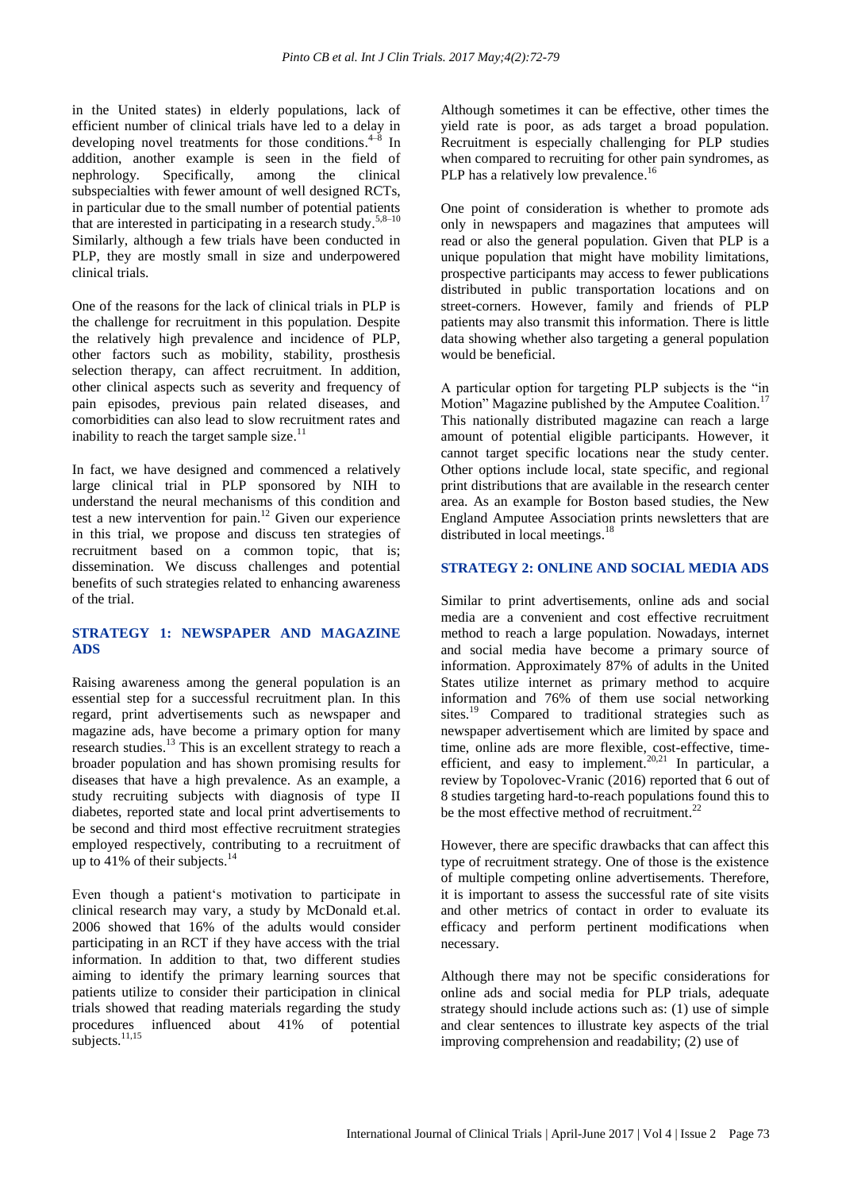in the United states) in elderly populations, lack of efficient number of clinical trials have led to a delay in developing novel treatments for those conditions.[4–8] In addition, another example is seen in the field of nephrology. Specifically, among the clinical subspecialties with fewer amount of well designed RCTs, in particular due to the small number of potential patients that are interested in participating in a research study.[5,8–10] Similarly, although a few trials have been conducted in PLP, they are mostly small in size and underpowered clinical trials.

One of the reasons for the lack of clinical trials in PLP is the challenge for recruitment in this population. Despite the relatively high prevalence and incidence of PLP, other factors such as mobility, stability, prosthesis selection therapy, can affect recruitment. In addition, other clinical aspects such as severity and frequency of pain episodes, previous pain related diseases, and comorbidities can also lead to slow recruitment rates and inability to reach the target sample size.[11]

In fact, we have designed and commenced a relatively large clinical trial in PLP sponsored by NIH to understand the neural mechanisms of this condition and test a new intervention for pain.[12] Given our experience in this trial, we propose and discuss ten strategies of recruitment based on a common topic, that is; dissemination. We discuss challenges and potential benefits of such strategies related to enhancing awareness of the trial.

## STRATEGY 1: NEWSPAPER AND MAGAZINE ADS

Raising awareness among the general population is an essential step for a successful recruitment plan. In this regard, print advertisements such as newspaper and magazine ads, have become a primary option for many research studies.[13] This is an excellent strategy to reach a broader population and has shown promising results for diseases that have a high prevalence. As an example, a study recruiting subjects with diagnosis of type II diabetes, reported state and local print advertisements to be second and third most effective recruitment strategies employed respectively, contributing to a recruitment of up to 41% of their subjects.[14]

Even though a patient's motivation to participate in clinical research may vary, a study by McDonald et.al. 2006 showed that 16% of the adults would consider participating in an RCT if they have access with the trial information. In addition to that, two different studies aiming to identify the primary learning sources that patients utilize to consider their participation in clinical trials showed that reading materials regarding the study procedures influenced about 41% of potential subjects.[11,15]

Although sometimes it can be effective, other times the yield rate is poor, as ads target a broad population. Recruitment is especially challenging for PLP studies when compared to recruiting for other pain syndromes, as PLP has a relatively low prevalence.[16]

One point of consideration is whether to promote ads only in newspapers and magazines that amputees will read or also the general population. Given that PLP is a unique population that might have mobility limitations, prospective participants may access to fewer publications distributed in public transportation locations and on street-corners. However, family and friends of PLP patients may also transmit this information. There is little data showing whether also targeting a general population would be beneficial.

A particular option for targeting PLP subjects is the "in Motion" Magazine published by the Amputee Coalition.[17] This nationally distributed magazine can reach a large amount of potential eligible participants. However, it cannot target specific locations near the study center. Other options include local, state specific, and regional print distributions that are available in the research center area. As an example for Boston based studies, the New England Amputee Association prints newsletters that are distributed in local meetings.[18]

## STRATEGY 2: ONLINE AND SOCIAL MEDIA ADS

Similar to print advertisements, online ads and social media are a convenient and cost effective recruitment method to reach a large population. Nowadays, internet and social media have become a primary source of information. Approximately 87% of adults in the United States utilize internet as primary method to acquire information and 76% of them use social networking sites.[19] Compared to traditional strategies such as newspaper advertisement which are limited by space and time, online ads are more flexible, cost-effective, time-efficient, and easy to implement.[20,21] In particular, a review by Topolovec-Vranic (2016) reported that 6 out of 8 studies targeting hard-to-reach populations found this to be the most effective method of recruitment.[22]

However, there are specific drawbacks that can affect this type of recruitment strategy. One of those is the existence of multiple competing online advertisements. Therefore, it is important to assess the successful rate of site visits and other metrics of contact in order to evaluate its efficacy and perform pertinent modifications when necessary.

Although there may not be specific considerations for online ads and social media for PLP trials, adequate strategy should include actions such as: (1) use of simple and clear sentences to illustrate key aspects of the trial improving comprehension and readability; (2) use of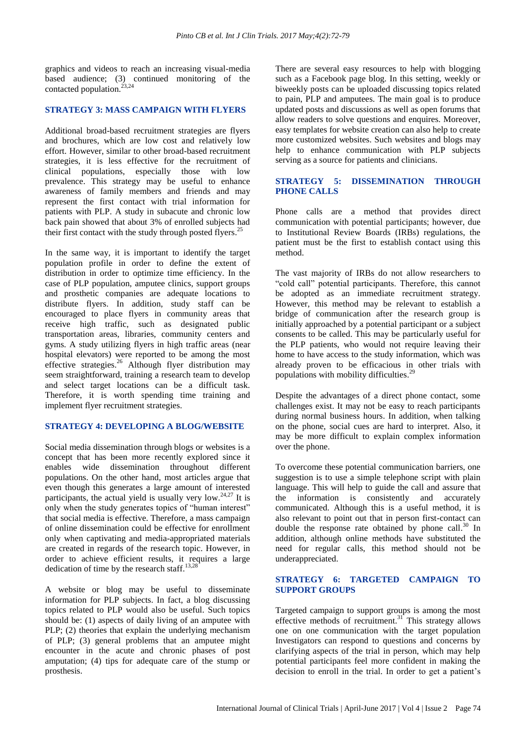graphics and videos to reach an increasing visual-media based audience; (3) continued monitoring of the contacted population.[23,24]

## STRATEGY 3: MASS CAMPAIGN WITH FLYERS

Additional broad-based recruitment strategies are flyers and brochures, which are low cost and relatively low effort. However, similar to other broad-based recruitment strategies, it is less effective for the recruitment of clinical populations, especially those with low prevalence. This strategy may be useful to enhance awareness of family members and friends and may represent the first contact with trial information for patients with PLP. A study in subacute and chronic low back pain showed that about 3% of enrolled subjects had their first contact with the study through posted flyers.[25]

In the same way, it is important to identify the target population profile in order to define the extent of distribution in order to optimize time efficiency. In the case of PLP population, amputee clinics, support groups and prosthetic companies are adequate locations to distribute flyers. In addition, study staff can be encouraged to place flyers in community areas that receive high traffic, such as designated public transportation areas, libraries, community centers and gyms. A study utilizing flyers in high traffic areas (near hospital elevators) were reported to be among the most effective strategies.[26] Although flyer distribution may seem straightforward, training a research team to develop and select target locations can be a difficult task. Therefore, it is worth spending time training and implement flyer recruitment strategies.

## STRATEGY 4: DEVELOPING A BLOG/WEBSITE

Social media dissemination through blogs or websites is a concept that has been more recently explored since it enables wide dissemination throughout different populations. On the other hand, most articles argue that even though this generates a large amount of interested participants, the actual yield is usually very low.[24,27] It is only when the study generates topics of "human interest" that social media is effective. Therefore, a mass campaign of online dissemination could be effective for enrollment only when captivating and media-appropriated materials are created in regards of the research topic. However, in order to achieve efficient results, it requires a large dedication of time by the research staff.[13,28]

A website or blog may be useful to disseminate information for PLP subjects. In fact, a blog discussing topics related to PLP would also be useful. Such topics should be: (1) aspects of daily living of an amputee with PLP; (2) theories that explain the underlying mechanism of PLP; (3) general problems that an amputee might encounter in the acute and chronic phases of post amputation; (4) tips for adequate care of the stump or prosthesis.

There are several easy resources to help with blogging such as a Facebook page blog. In this setting, weekly or biweekly posts can be uploaded discussing topics related to pain, PLP and amputees. The main goal is to produce updated posts and discussions as well as open forums that allow readers to solve questions and enquires. Moreover, easy templates for website creation can also help to create more customized websites. Such websites and blogs may help to enhance communication with PLP subjects serving as a source for patients and clinicians.

## STRATEGY 5: DISSEMINATION THROUGH PHONE CALLS

Phone calls are a method that provides direct communication with potential participants; however, due to Institutional Review Boards (IRBs) regulations, the patient must be the first to establish contact using this method.

The vast majority of IRBs do not allow researchers to "cold call" potential participants. Therefore, this cannot be adopted as an immediate recruitment strategy. However, this method may be relevant to establish a bridge of communication after the research group is initially approached by a potential participant or a subject consents to be called. This may be particularly useful for the PLP patients, who would not require leaving their home to have access to the study information, which was already proven to be efficacious in other trials with populations with mobility difficulties.[29]

Despite the advantages of a direct phone contact, some challenges exist. It may not be easy to reach participants during normal business hours. In addition, when talking on the phone, social cues are hard to interpret. Also, it may be more difficult to explain complex information over the phone.

To overcome these potential communication barriers, one suggestion is to use a simple telephone script with plain language. This will help to guide the call and assure that the information is consistently and accurately communicated. Although this is a useful method, it is also relevant to point out that in person first-contact can double the response rate obtained by phone call.[30] In addition, although online methods have substituted the need for regular calls, this method should not be underappreciated.

## STRATEGY 6: TARGETED CAMPAIGN TO SUPPORT GROUPS

Targeted campaign to support groups is among the most effective methods of recruitment.[31] This strategy allows one on one communication with the target population Investigators can respond to questions and concerns by clarifying aspects of the trial in person, which may help potential participants feel more confident in making the decision to enroll in the trial. In order to get a patient's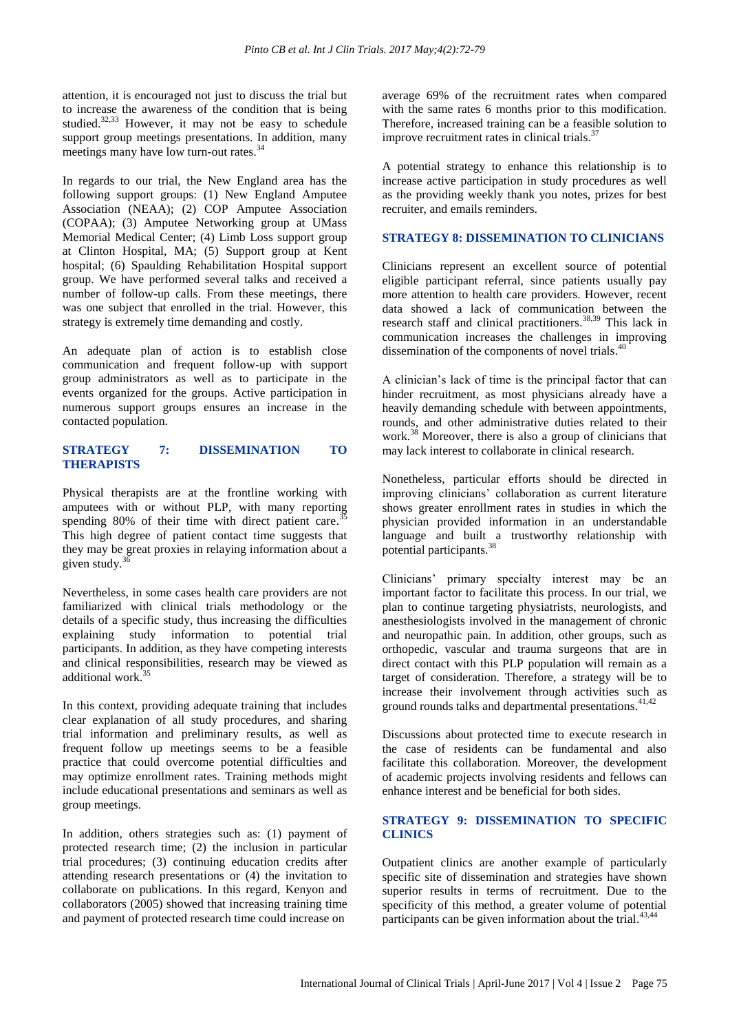attention, it is encouraged not just to discuss the trial but to increase the awareness of the condition that is being studied.[32,33] However, it may not be easy to schedule support group meetings presentations. In addition, many meetings many have low turn-out rates.[34]

In regards to our trial, the New England area has the following support groups: (1) New England Amputee Association (NEAA); (2) COP Amputee Association (COPAA); (3) Amputee Networking group at UMass Memorial Medical Center; (4) Limb Loss support group at Clinton Hospital, MA; (5) Support group at Kent hospital; (6) Spaulding Rehabilitation Hospital support group. We have performed several talks and received a number of follow-up calls. From these meetings, there was one subject that enrolled in the trial. However, this strategy is extremely time demanding and costly.

An adequate plan of action is to establish close communication and frequent follow-up with support group administrators as well as to participate in the events organized for the groups. Active participation in numerous support groups ensures an increase in the contacted population.

## STRATEGY 7: DISSEMINATION TO THERAPISTS

Physical therapists are at the frontline working with amputees with or without PLP, with many reporting spending 80% of their time with direct patient care.[35] This high degree of patient contact time suggests that they may be great proxies in relaying information about a given study.[36]

Nevertheless, in some cases health care providers are not familiarized with clinical trials methodology or the details of a specific study, thus increasing the difficulties explaining study information to potential trial participants. In addition, as they have competing interests and clinical responsibilities, research may be viewed as additional work.[35]

In this context, providing adequate training that includes clear explanation of all study procedures, and sharing trial information and preliminary results, as well as frequent follow up meetings seems to be a feasible practice that could overcome potential difficulties and may optimize enrollment rates. Training methods might include educational presentations and seminars as well as group meetings.

In addition, others strategies such as: (1) payment of protected research time; (2) the inclusion in particular trial procedures; (3) continuing education credits after attending research presentations or (4) the invitation to collaborate on publications. In this regard, Kenyon and collaborators (2005) showed that increasing training time and payment of protected research time could increase on average 69% of the recruitment rates when compared with the same rates 6 months prior to this modification. Therefore, increased training can be a feasible solution to improve recruitment rates in clinical trials.[37]

A potential strategy to enhance this relationship is to increase active participation in study procedures as well as the providing weekly thank you notes, prizes for best recruiter, and emails reminders.

## STRATEGY 8: DISSEMINATION TO CLINICIANS

Clinicians represent an excellent source of potential eligible participant referral, since patients usually pay more attention to health care providers. However, recent data showed a lack of communication between the research staff and clinical practitioners.[38,39] This lack in communication increases the challenges in improving dissemination of the components of novel trials.[40]

A clinician's lack of time is the principal factor that can hinder recruitment, as most physicians already have a heavily demanding schedule with between appointments, rounds, and other administrative duties related to their work.[38] Moreover, there is also a group of clinicians that may lack interest to collaborate in clinical research.

Nonetheless, particular efforts should be directed in improving clinicians' collaboration as current literature shows greater enrollment rates in studies in which the physician provided information in an understandable language and built a trustworthy relationship with potential participants.[38]

Clinicians' primary specialty interest may be an important factor to facilitate this process. In our trial, we plan to continue targeting physiatrists, neurologists, and anesthesiologists involved in the management of chronic and neuropathic pain. In addition, other groups, such as orthopedic, vascular and trauma surgeons that are in direct contact with this PLP population will remain as a target of consideration. Therefore, a strategy will be to increase their involvement through activities such as ground rounds talks and departmental presentations.[41,42]

Discussions about protected time to execute research in the case of residents can be fundamental and also facilitate this collaboration. Moreover, the development of academic projects involving residents and fellows can enhance interest and be beneficial for both sides.

## STRATEGY 9: DISSEMINATION TO SPECIFIC CLINICS

Outpatient clinics are another example of particularly specific site of dissemination and strategies have shown superior results in terms of recruitment. Due to the specificity of this method, a greater volume of potential participants can be given information about the trial.[43,44]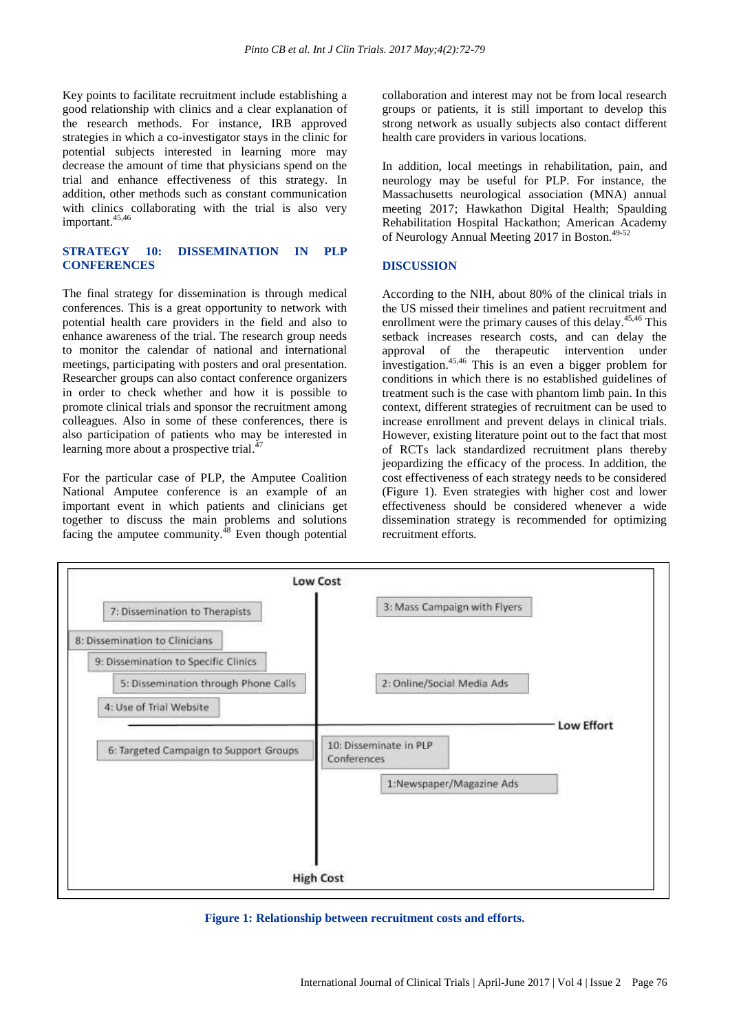Key points to facilitate recruitment include establishing a good relationship with clinics and a clear explanation of the research methods. For instance, IRB approved strategies in which a co-investigator stays in the clinic for potential subjects interested in learning more may decrease the amount of time that physicians spend on the trial and enhance effectiveness of this strategy. In addition, other methods such as constant communication with clinics collaborating with the trial is also very important.[45,46]

## STRATEGY 10: DISSEMINATION IN PLP CONFERENCES

The final strategy for dissemination is through medical conferences. This is a great opportunity to network with potential health care providers in the field and also to enhance awareness of the trial. The research group needs to monitor the calendar of national and international meetings, participating with posters and oral presentation. Researcher groups can also contact conference organizers in order to check whether and how it is possible to promote clinical trials and sponsor the recruitment among colleagues. Also in some of these conferences, there is also participation of patients who may be interested in learning more about a prospective trial.[47]

For the particular case of PLP, the Amputee Coalition National Amputee conference is an example of an important event in which patients and clinicians get together to discuss the main problems and solutions facing the amputee community.[48] Even though potential collaboration and interest may not be from local research groups or patients, it is still important to develop this strong network as usually subjects also contact different health care providers in various locations.

In addition, local meetings in rehabilitation, pain, and neurology may be useful for PLP. For instance, the Massachusetts neurological association (MNA) annual meeting 2017; Hawkathon Digital Health; Spaulding Rehabilitation Hospital Hackathon; American Academy of Neurology Annual Meeting 2017 in Boston.[49-52]

## DISCUSSION

According to the NIH, about 80% of the clinical trials in the US missed their timelines and patient recruitment and enrollment were the primary causes of this delay.[45,46] This setback increases research costs, and can delay the approval of the therapeutic intervention under investigation.[45,46] This is an even a bigger problem for conditions in which there is no established guidelines of treatment such is the case with phantom limb pain. In this context, different strategies of recruitment can be used to increase enrollment and prevent delays in clinical trials. However, existing literature point out to the fact that most of RCTs lack standardized recruitment plans thereby jeopardizing the efficacy of the process. In addition, the cost effectiveness of each strategy needs to be considered (Figure 1). Even strategies with higher cost and lower effectiveness should be considered whenever a wide dissemination strategy is recommended for optimizing recruitment efforts.

Low Cost

| High Effort / Low Cost | Low Effort / Low Cost |
|---|---|
| 7: Dissemination to Therapists | 3: Mass Campaign with Flyers |
| 8: Dissemination to Clinicians | 2: Online/Social Media Ads |
| 9: Dissemination to Specific Clinics | |
| 5: Dissemination through Phone Calls | |
| 4: Use of Trial Website | |
| **High Effort / High Cost** | **Low Effort / High Cost** |
| 6: Targeted Campaign to Support Groups | 10: Disseminate in PLP Conferences |
| | 1: Newspaper/Magazine Ads |

Low Effort (right); High Cost (bottom)

**Figure 1: Relationship between recruitment costs and efforts.**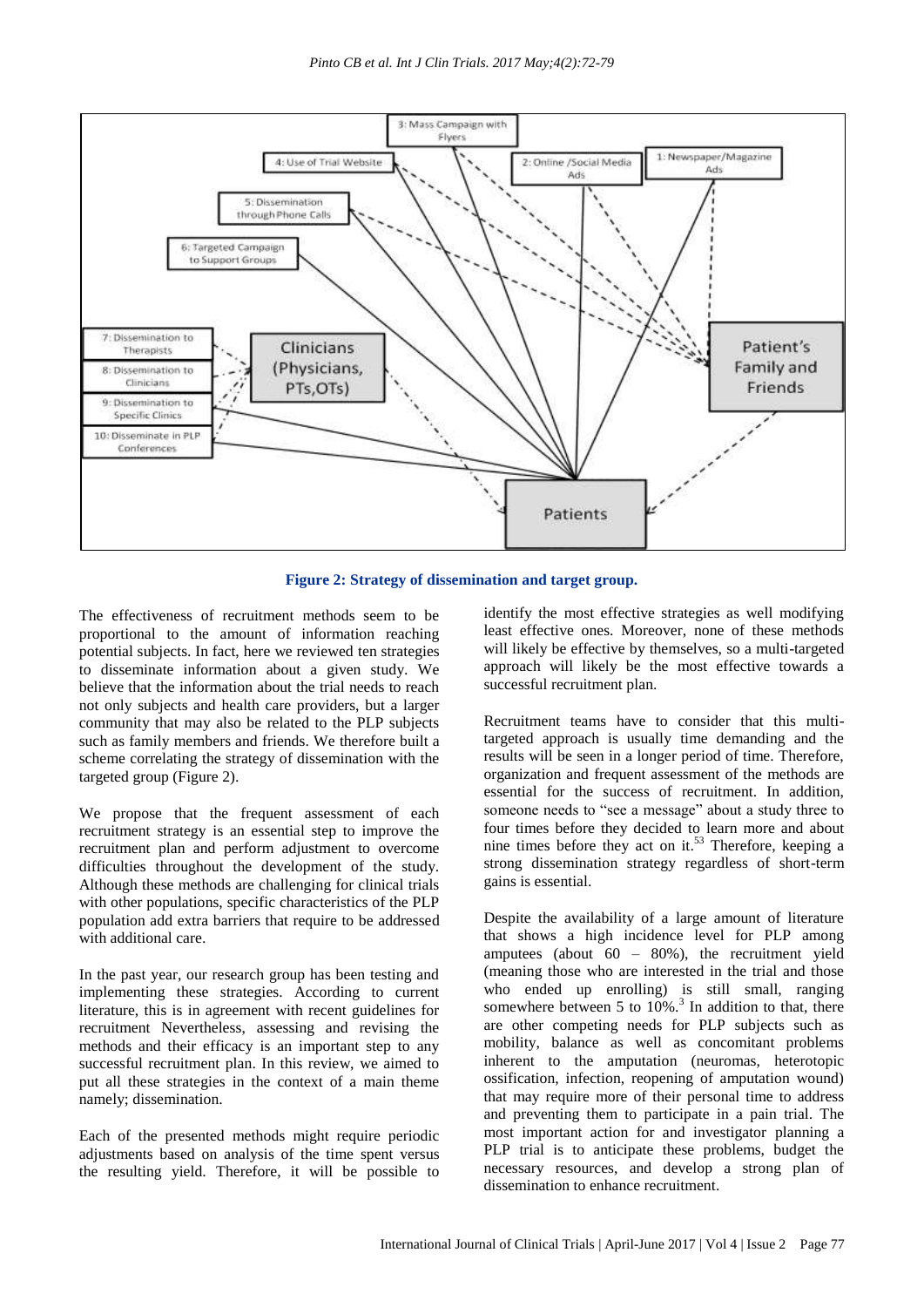**Figure 2: Strategy of dissemination and target group.**

The effectiveness of recruitment methods seem to be proportional to the amount of information reaching potential subjects. In fact, here we reviewed ten strategies to disseminate information about a given study. We believe that the information about the trial needs to reach not only subjects and health care providers, but a larger community that may also be related to the PLP subjects such as family members and friends. We therefore built a scheme correlating the strategy of dissemination with the targeted group (Figure 2).

We propose that the frequent assessment of each recruitment strategy is an essential step to improve the recruitment plan and perform adjustment to overcome difficulties throughout the development of the study. Although these methods are challenging for clinical trials with other populations, specific characteristics of the PLP population add extra barriers that require to be addressed with additional care.

In the past year, our research group has been testing and implementing these strategies. According to current literature, this is in agreement with recent guidelines for recruitment Nevertheless, assessing and revising the methods and their efficacy is an important step to any successful recruitment plan. In this review, we aimed to put all these strategies in the context of a main theme namely; dissemination.

Each of the presented methods might require periodic adjustments based on analysis of the time spent versus the resulting yield. Therefore, it will be possible to identify the most effective strategies as well modifying least effective ones. Moreover, none of these methods will likely be effective by themselves, so a multi-targeted approach will likely be the most effective towards a successful recruitment plan.

Recruitment teams have to consider that this multi-targeted approach is usually time demanding and the results will be seen in a longer period of time. Therefore, organization and frequent assessment of the methods are essential for the success of recruitment. In addition, someone needs to "see a message" about a study three to four times before they decided to learn more and about nine times before they act on it.[53] Therefore, keeping a strong dissemination strategy regardless of short-term gains is essential.

Despite the availability of a large amount of literature that shows a high incidence level for PLP among amputees (about 60 – 80%), the recruitment yield (meaning those who are interested in the trial and those who ended up enrolling) is still small, ranging somewhere between 5 to 10%.[3] In addition to that, there are other competing needs for PLP subjects such as mobility, balance as well as concomitant problems inherent to the amputation (neuromas, heterotopic ossification, infection, reopening of amputation wound) that may require more of their personal time to address and preventing them to participate in a pain trial. The most important action for and investigator planning a PLP trial is to anticipate these problems, budget the necessary resources, and develop a strong plan of dissemination to enhance recruitment.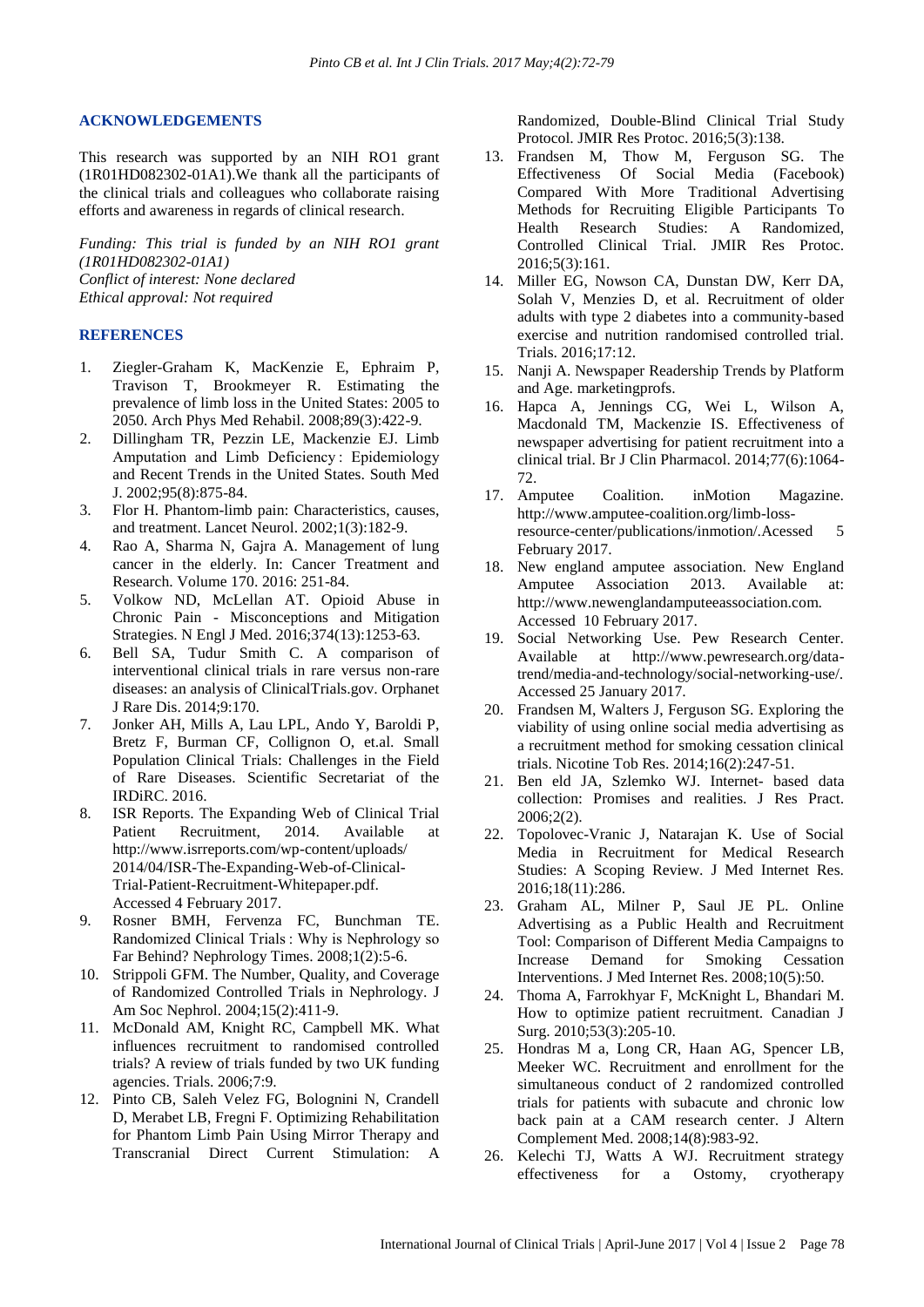## ACKNOWLEDGEMENTS

This research was supported by an NIH RO1 grant (1R01HD082302-01A1).We thank all the participants of the clinical trials and colleagues who collaborate raising efforts and awareness in regards of clinical research.

*Funding: This trial is funded by an NIH RO1 grant (1R01HD082302-01A1)*
*Conflict of interest: None declared*
*Ethical approval: Not required*

## REFERENCES

1. Ziegler-Graham K, MacKenzie E, Ephraim P, Travison T, Brookmeyer R. Estimating the prevalence of limb loss in the United States: 2005 to 2050. Arch Phys Med Rehabil. 2008;89(3):422-9.
2. Dillingham TR, Pezzin LE, Mackenzie EJ. Limb Amputation and Limb Deficiency : Epidemiology and Recent Trends in the United States. South Med J. 2002;95(8):875-84.
3. Flor H. Phantom-limb pain: Characteristics, causes, and treatment. Lancet Neurol. 2002;1(3):182-9.
4. Rao A, Sharma N, Gajra A. Management of lung cancer in the elderly. In: Cancer Treatment and Research. Volume 170. 2016: 251-84.
5. Volkow ND, McLellan AT. Opioid Abuse in Chronic Pain - Misconceptions and Mitigation Strategies. N Engl J Med. 2016;374(13):1253-63.
6. Bell SA, Tudur Smith C. A comparison of interventional clinical trials in rare versus non-rare diseases: an analysis of ClinicalTrials.gov. Orphanet J Rare Dis. 2014;9:170.
7. Jonker AH, Mills A, Lau LPL, Ando Y, Baroldi P, Bretz F, Burman CF, Collignon O, et.al. Small Population Clinical Trials: Challenges in the Field of Rare Diseases. Scientific Secretariat of the IRDiRC. 2016.
8. ISR Reports. The Expanding Web of Clinical Trial Patient Recruitment, 2014. Available at http://www.isrreports.com/wp-content/uploads/2014/04/ISR-The-Expanding-Web-of-Clinical-Trial-Patient-Recruitment-Whitepaper.pdf. Accessed 4 February 2017.
9. Rosner BMH, Fervenza FC, Bunchman TE. Randomized Clinical Trials : Why is Nephrology so Far Behind? Nephrology Times. 2008;1(2):5-6.
10. Strippoli GFM. The Number, Quality, and Coverage of Randomized Controlled Trials in Nephrology. J Am Soc Nephrol. 2004;15(2):411-9.
11. McDonald AM, Knight RC, Campbell MK. What influences recruitment to randomised controlled trials? A review of trials funded by two UK funding agencies. Trials. 2006;7:9.
12. Pinto CB, Saleh Velez FG, Bolognini N, Crandell D, Merabet LB, Fregni F. Optimizing Rehabilitation for Phantom Limb Pain Using Mirror Therapy and Transcranial Direct Current Stimulation: A Randomized, Double-Blind Clinical Trial Study Protocol. JMIR Res Protoc. 2016;5(3):138.
13. Frandsen M, Thow M, Ferguson SG. The Effectiveness Of Social Media (Facebook) Compared With More Traditional Advertising Methods for Recruiting Eligible Participants To Health Research Studies: A Randomized, Controlled Clinical Trial. JMIR Res Protoc. 2016;5(3):161.
14. Miller EG, Nowson CA, Dunstan DW, Kerr DA, Solah V, Menzies D, et al. Recruitment of older adults with type 2 diabetes into a community-based exercise and nutrition randomised controlled trial. Trials. 2016;17:12.
15. Nanji A. Newspaper Readership Trends by Platform and Age. marketingprofs.
16. Hapca A, Jennings CG, Wei L, Wilson A, Macdonald TM, Mackenzie IS. Effectiveness of newspaper advertising for patient recruitment into a clinical trial. Br J Clin Pharmacol. 2014;77(6):1064-72.
17. Amputee Coalition. inMotion Magazine. http://www.amputee-coalition.org/limb-loss-resource-center/publications/inmotion/.Acessed 5 February 2017.
18. New england amputee association. New England Amputee Association 2013. Available at: http://www.newenglandamputeeassociation.com. Accessed 10 February 2017.
19. Social Networking Use. Pew Research Center. Available at http://www.pewresearch.org/data-trend/media-and-technology/social-networking-use/. Accessed 25 January 2017.
20. Frandsen M, Walters J, Ferguson SG. Exploring the viability of using online social media advertising as a recruitment method for smoking cessation clinical trials. Nicotine Tob Res. 2014;16(2):247-51.
21. Ben eld JA, Szlemko WJ. Internet- based data collection: Promises and realities. J Res Pract. 2006;2(2).
22. Topolovec-Vranic J, Natarajan K. Use of Social Media in Recruitment for Medical Research Studies: A Scoping Review. J Med Internet Res. 2016;18(11):286.
23. Graham AL, Milner P, Saul JE PL. Online Advertising as a Public Health and Recruitment Tool: Comparison of Different Media Campaigns to Increase Demand for Smoking Cessation Interventions. J Med Internet Res. 2008;10(5):50.
24. Thoma A, Farrokhyar F, McKnight L, Bhandari M. How to optimize patient recruitment. Canadian J Surg. 2010;53(3):205-10.
25. Hondras M a, Long CR, Haan AG, Spencer LB, Meeker WC. Recruitment and enrollment for the simultaneous conduct of 2 randomized controlled trials for patients with subacute and chronic low back pain at a CAM research center. J Altern Complement Med. 2008;14(8):983-92.
26. Kelechi TJ, Watts A WJ. Recruitment strategy effectiveness for a Ostomy, cryotherapy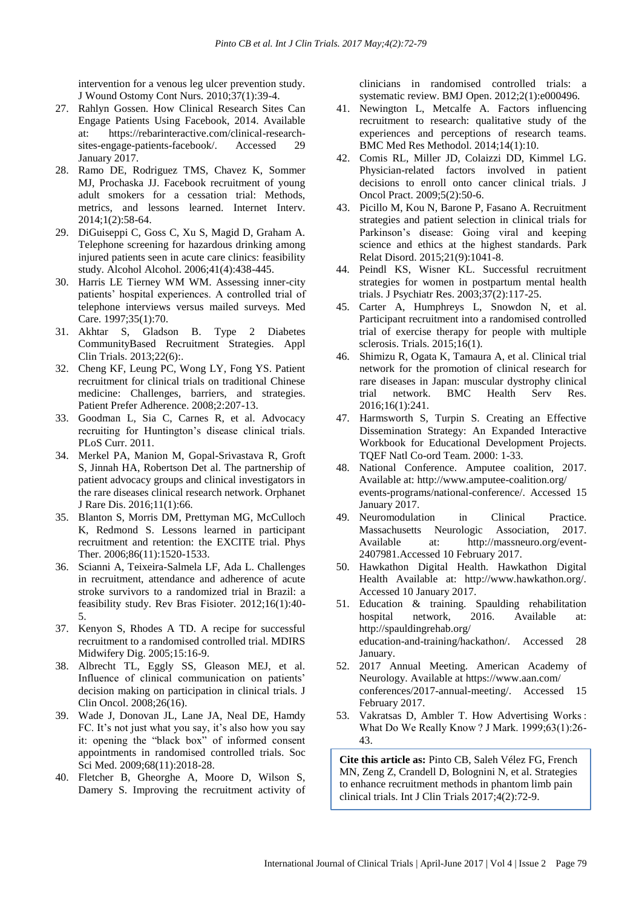intervention for a venous leg ulcer prevention study. J Wound Ostomy Cont Nurs. 2010;37(1):39-4.

27. Rahlyn Gossen. How Clinical Research Sites Can Engage Patients Using Facebook, 2014. Available at: https://rebarinteractive.com/clinical-research-sites-engage-patients-facebook/. Accessed 29 January 2017.
28. Ramo DE, Rodriguez TMS, Chavez K, Sommer MJ, Prochaska JJ. Facebook recruitment of young adult smokers for a cessation trial: Methods, metrics, and lessons learned. Internet Interv. 2014;1(2):58-64.
29. DiGuiseppi C, Goss C, Xu S, Magid D, Graham A. Telephone screening for hazardous drinking among injured patients seen in acute care clinics: feasibility study. Alcohol Alcohol. 2006;41(4):438-445.
30. Harris LE Tierney WM WM. Assessing inner-city patients' hospital experiences. A controlled trial of telephone interviews versus mailed surveys. Med Care. 1997;35(1):70.
31. Akhtar S, Gladson B. Type 2 Diabetes CommunityBased Recruitment Strategies. Appl Clin Trials. 2013;22(6):.
32. Cheng KF, Leung PC, Wong LY, Fong YS. Patient recruitment for clinical trials on traditional Chinese medicine: Challenges, barriers, and strategies. Patient Prefer Adherence. 2008;2:207-13.
33. Goodman L, Sia C, Carnes R, et al. Advocacy recruiting for Huntington's disease clinical trials. PLoS Curr. 2011.
34. Merkel PA, Manion M, Gopal-Srivastava R, Groft S, Jinnah HA, Robertson Det al. The partnership of patient advocacy groups and clinical investigators in the rare diseases clinical research network. Orphanet J Rare Dis. 2016;11(1):66.
35. Blanton S, Morris DM, Prettyman MG, McCulloch K, Redmond S. Lessons learned in participant recruitment and retention: the EXCITE trial. Phys Ther. 2006;86(11):1520-1533.
36. Scianni A, Teixeira-Salmela LF, Ada L. Challenges in recruitment, attendance and adherence of acute stroke survivors to a randomized trial in Brazil: a feasibility study. Rev Bras Fisioter. 2012;16(1):40-5.
37. Kenyon S, Rhodes A TD. A recipe for successful recruitment to a randomised controlled trial. MDIRS Midwifery Dig. 2005;15:16-9.
38. Albrecht TL, Eggly SS, Gleason MEJ, et al. Influence of clinical communication on patients' decision making on participation in clinical trials. J Clin Oncol. 2008;26(16).
39. Wade J, Donovan JL, Lane JA, Neal DE, Hamdy FC. It's not just what you say, it's also how you say it: opening the "black box" of informed consent appointments in randomised controlled trials. Soc Sci Med. 2009;68(11):2018-28.
40. Fletcher B, Gheorghe A, Moore D, Wilson S, Damery S. Improving the recruitment activity of clinicians in randomised controlled trials: a systematic review. BMJ Open. 2012;2(1):e000496.
41. Newington L, Metcalfe A. Factors influencing recruitment to research: qualitative study of the experiences and perceptions of research teams. BMC Med Res Methodol. 2014;14(1):10.
42. Comis RL, Miller JD, Colaizzi DD, Kimmel LG. Physician-related factors involved in patient decisions to enroll onto cancer clinical trials. J Oncol Pract. 2009;5(2):50-6.
43. Picillo M, Kou N, Barone P, Fasano A. Recruitment strategies and patient selection in clinical trials for Parkinson's disease: Going viral and keeping science and ethics at the highest standards. Park Relat Disord. 2015;21(9):1041-8.
44. Peindl KS, Wisner KL. Successful recruitment strategies for women in postpartum mental health trials. J Psychiatr Res. 2003;37(2):117-25.
45. Carter A, Humphreys L, Snowdon N, et al. Participant recruitment into a randomised controlled trial of exercise therapy for people with multiple sclerosis. Trials. 2015;16(1).
46. Shimizu R, Ogata K, Tamaura A, et al. Clinical trial network for the promotion of clinical research for rare diseases in Japan: muscular dystrophy clinical trial network. BMC Health Serv Res. 2016;16(1):241.
47. Harmsworth S, Turpin S. Creating an Effective Dissemination Strategy: An Expanded Interactive Workbook for Educational Development Projects. TQEF Natl Co-ord Team. 2000: 1-33.
48. National Conference. Amputee coalition, 2017. Available at: http://www.amputee-coalition.org/events-programs/national-conference/. Accessed 15 January 2017.
49. Neuromodulation in Clinical Practice. Massachusetts Neurologic Association, 2017. Available at: http://massneuro.org/event-2407981.Accessed 10 February 2017.
50. Hawkathon Digital Health. Hawkathon Digital Health Available at: http://www.hawkathon.org/. Accessed 10 January 2017.
51. Education & training. Spaulding rehabilitation hospital network, 2016. Available at: http://spauldingrehab.org/education-and-training/hackathon/. Accessed 28 January.
52. 2017 Annual Meeting. American Academy of Neurology. Available at https://www.aan.com/conferences/2017-annual-meeting/. Accessed 15 February 2017.
53. Vakratsas D, Ambler T. How Advertising Works : What Do We Really Know ? J Mark. 1999;63(1):26-43.

**Cite this article as:** Pinto CB, Saleh Vélez FG, French MN, Zeng Z, Crandell D, Bolognini N, et al. Strategies to enhance recruitment methods in phantom limb pain clinical trials. Int J Clin Trials 2017;4(2):72-9.